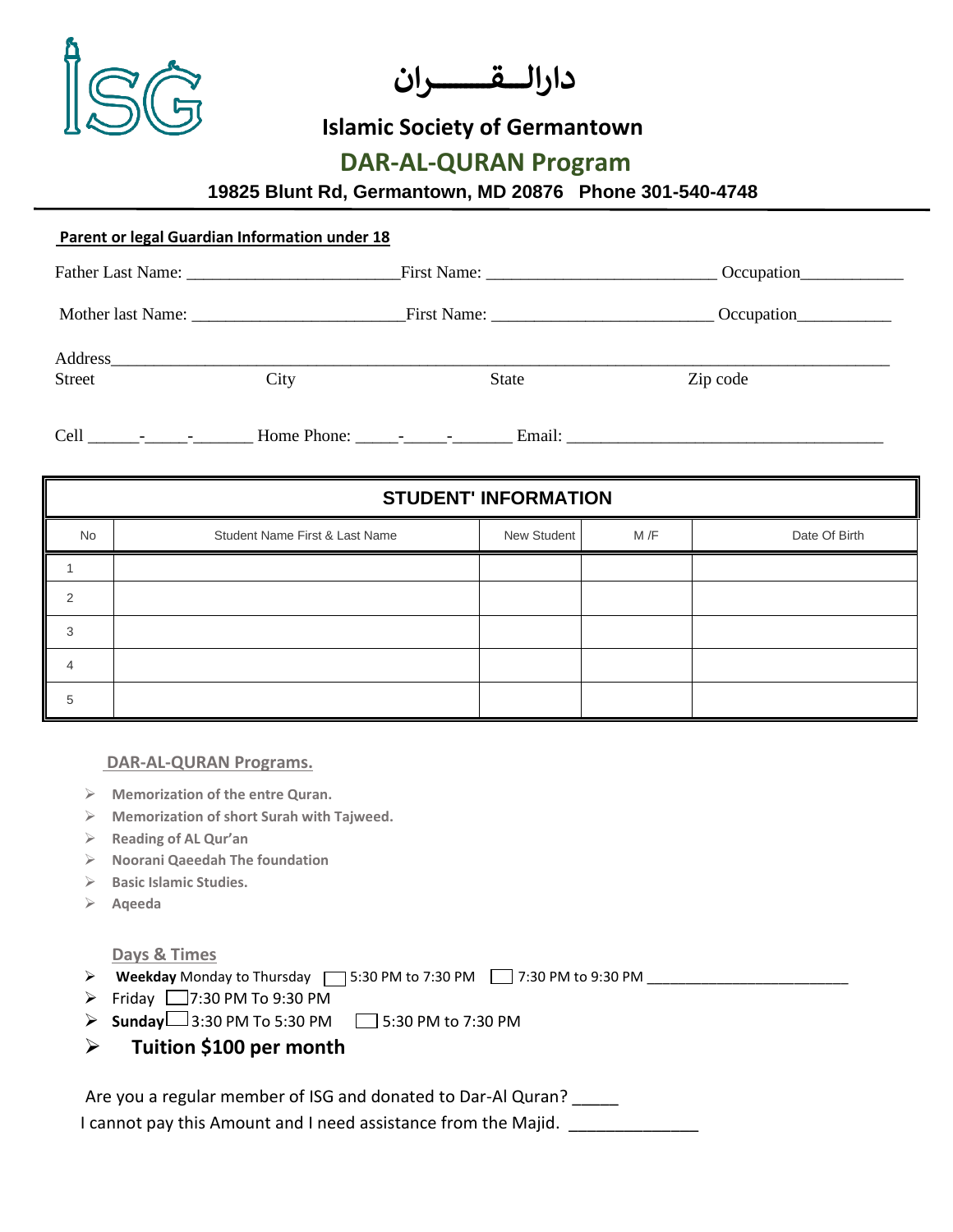# دارالـــقـــــــران

## Islamic Society of Germantown

## DAR-AL-QURAN Program

**19825 Blunt Rd, Germantown, MD 20876 Phone 301-540-4748**

**Parent or legal Guardian Information under 18**

Father Last Name: ________________________ First Name: __________________________ Occupation____________

Mother last Name: ________________________ First Name: _________________________ Occupation___________

Address_______________________________________________________________________________________

Street City State Zip code

Cell ______-_____-_______ Home Phone: _____-_____-_______ Email: ____________________________________

| STUDENT' INFORMATION | | | | |
|---|---|---|---|---|
| No | Student Name First & Last Name | New Student | M /F | Date Of Birth |
| 1 | | | | |
| 2 | | | | |
| 3 | | | | |
| 4 | | | | |
| 5 | | | | |

**DAR-AL-QURAN Programs.**

- **Memorization of the entre Quran.**
- **Memorization of short Surah with Tajweed.**
- **Reading of AL Qur'an**
- **Noorani Qaeedah The foundation**
- **Basic Islamic Studies.**
- **Aqeeda**

**Days & Times**

- **Weekday** Monday to Thursday ☐ 5:30 PM to 7:30 PM ☐ 7:30 PM to 9:30 PM ________________________
- Friday ☐ 7:30 PM To 9:30 PM
- **Sunday** ☐ 3:30 PM To 5:30 PM ☐ 5:30 PM to 7:30 PM
- **Tuition $100 per month**

Are you a regular member of ISG and donated to Dar-Al Quran? _____

I cannot pay this Amount and I need assistance from the Majid. ______________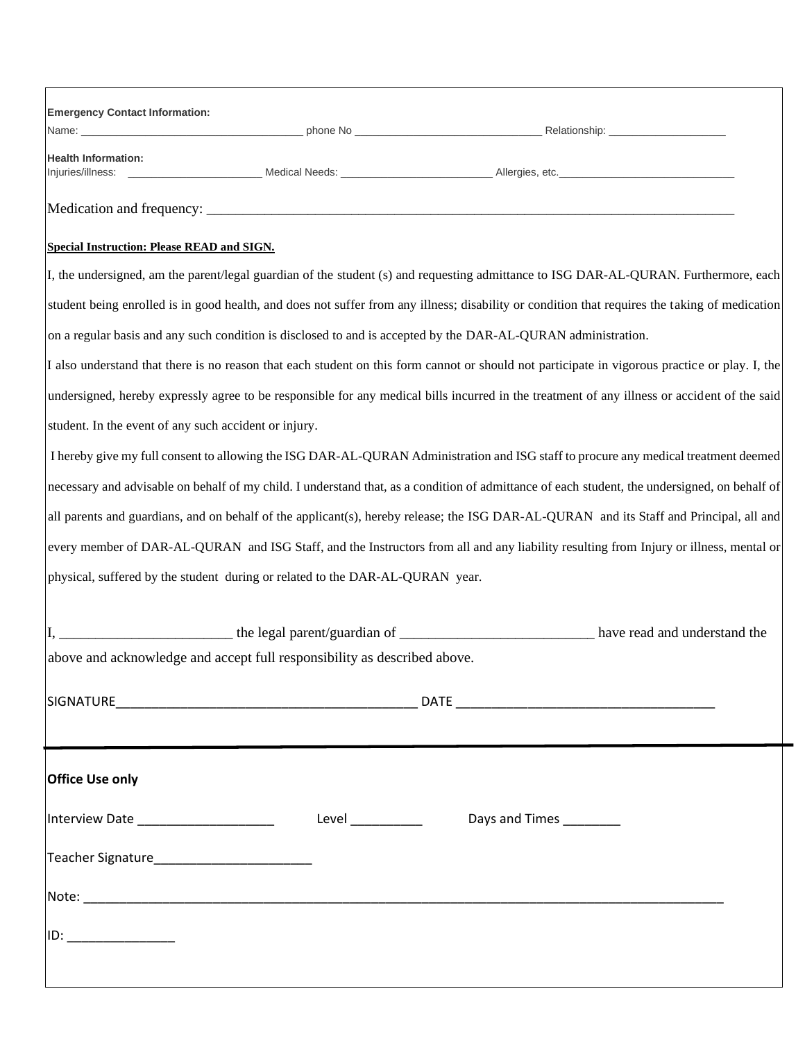**Emergency Contact Information:**

Name: ______________________________________ phone No _______________________________ Relationship: ____________________

**Health Information:**

Injuries/illness: _______________________ Medical Needs: __________________________ Allergies, etc.______________________________

Medication and frequency: ____________________________________________________________________________

**Special Instruction: Please READ and SIGN.**

I, the undersigned, am the parent/legal guardian of the student (s) and requesting admittance to ISG DAR-AL-QURAN. Furthermore, each student being enrolled is in good health, and does not suffer from any illness; disability or condition that requires the taking of medication on a regular basis and any such condition is disclosed to and is accepted by the DAR-AL-QURAN administration.

I also understand that there is no reason that each student on this form cannot or should not participate in vigorous practice or play. I, the undersigned, hereby expressly agree to be responsible for any medical bills incurred in the treatment of any illness or accident of the said student. In the event of any such accident or injury.

I hereby give my full consent to allowing the ISG DAR-AL-QURAN Administration and ISG staff to procure any medical treatment deemed necessary and advisable on behalf of my child. I understand that, as a condition of admittance of each student, the undersigned, on behalf of all parents and guardians, and on behalf of the applicant(s), hereby release; the ISG DAR-AL-QURAN and its Staff and Principal, all and every member of DAR-AL-QURAN and ISG Staff, and the Instructors from all and any liability resulting from Injury or illness, mental or physical, suffered by the student during or related to the DAR-AL-QURAN year.

I, ________________________ the legal parent/guardian of ___________________________ have read and understand the above and acknowledge and accept full responsibility as described above.

SIGNATURE__________________________________________ DATE ___________________________________

---

**Office Use only**

Interview Date ___________________ Level __________ Days and Times ________

Teacher Signature______________________

Note: ____________________________________________________________________________________________

ID: _______________